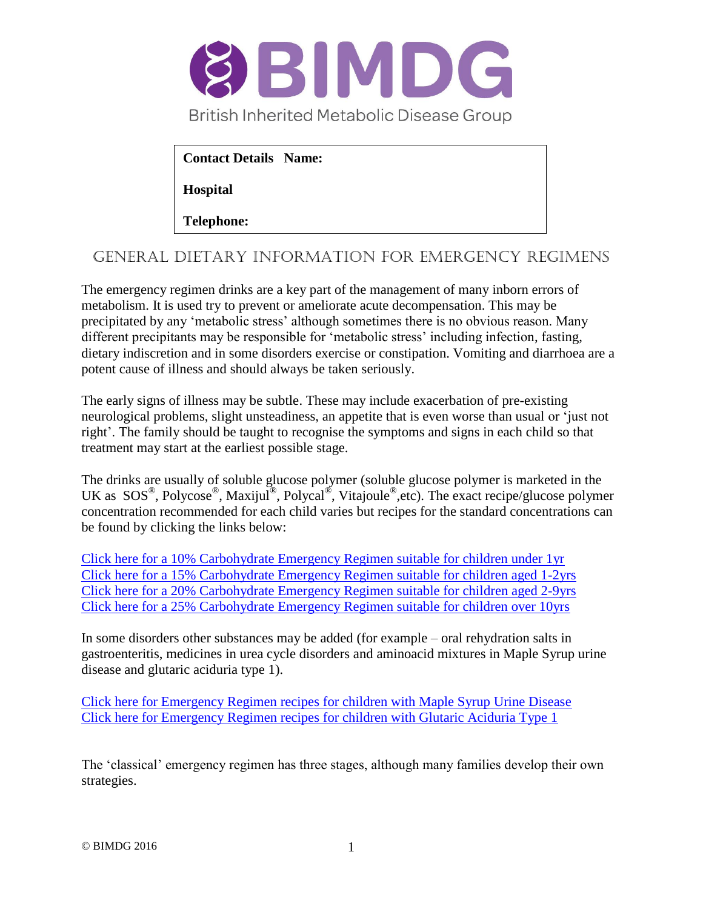# BIMDG

British Inherited Metabolic Disease Group

| **Contact Details Name:** |
| --- |
| **Hospital** |
| **Telephone:** |

## GENERAL DIETARY INFORMATION FOR EMERGENCY REGIMENS

The emergency regimen drinks are a key part of the management of many inborn errors of metabolism. It is used try to prevent or ameliorate acute decompensation. This may be precipitated by any 'metabolic stress' although sometimes there is no obvious reason. Many different precipitants may be responsible for 'metabolic stress' including infection, fasting, dietary indiscretion and in some disorders exercise or constipation. Vomiting and diarrhoea are a potent cause of illness and should always be taken seriously.

The early signs of illness may be subtle. These may include exacerbation of pre-existing neurological problems, slight unsteadiness, an appetite that is even worse than usual or 'just not right'. The family should be taught to recognise the symptoms and signs in each child so that treatment may start at the earliest possible stage.

The drinks are usually of soluble glucose polymer (soluble glucose polymer is marketed in the UK as SOS®, Polycose®, Maxijul®, Polycal®, Vitajoule®,etc). The exact recipe/glucose polymer concentration recommended for each child varies but recipes for the standard concentrations can be found by clicking the links below:

Click here for a 10% Carbohydrate Emergency Regimen suitable for children under 1yr
Click here for a 15% Carbohydrate Emergency Regimen suitable for children aged 1-2yrs
Click here for a 20% Carbohydrate Emergency Regimen suitable for children aged 2-9yrs
Click here for a 25% Carbohydrate Emergency Regimen suitable for children over 10yrs

In some disorders other substances may be added (for example – oral rehydration salts in gastroenteritis, medicines in urea cycle disorders and aminoacid mixtures in Maple Syrup urine disease and glutaric aciduria type 1).

Click here for Emergency Regimen recipes for children with Maple Syrup Urine Disease
Click here for Emergency Regimen recipes for children with Glutaric Aciduria Type 1

The 'classical' emergency regimen has three stages, although many families develop their own strategies.

© BIMDG 2016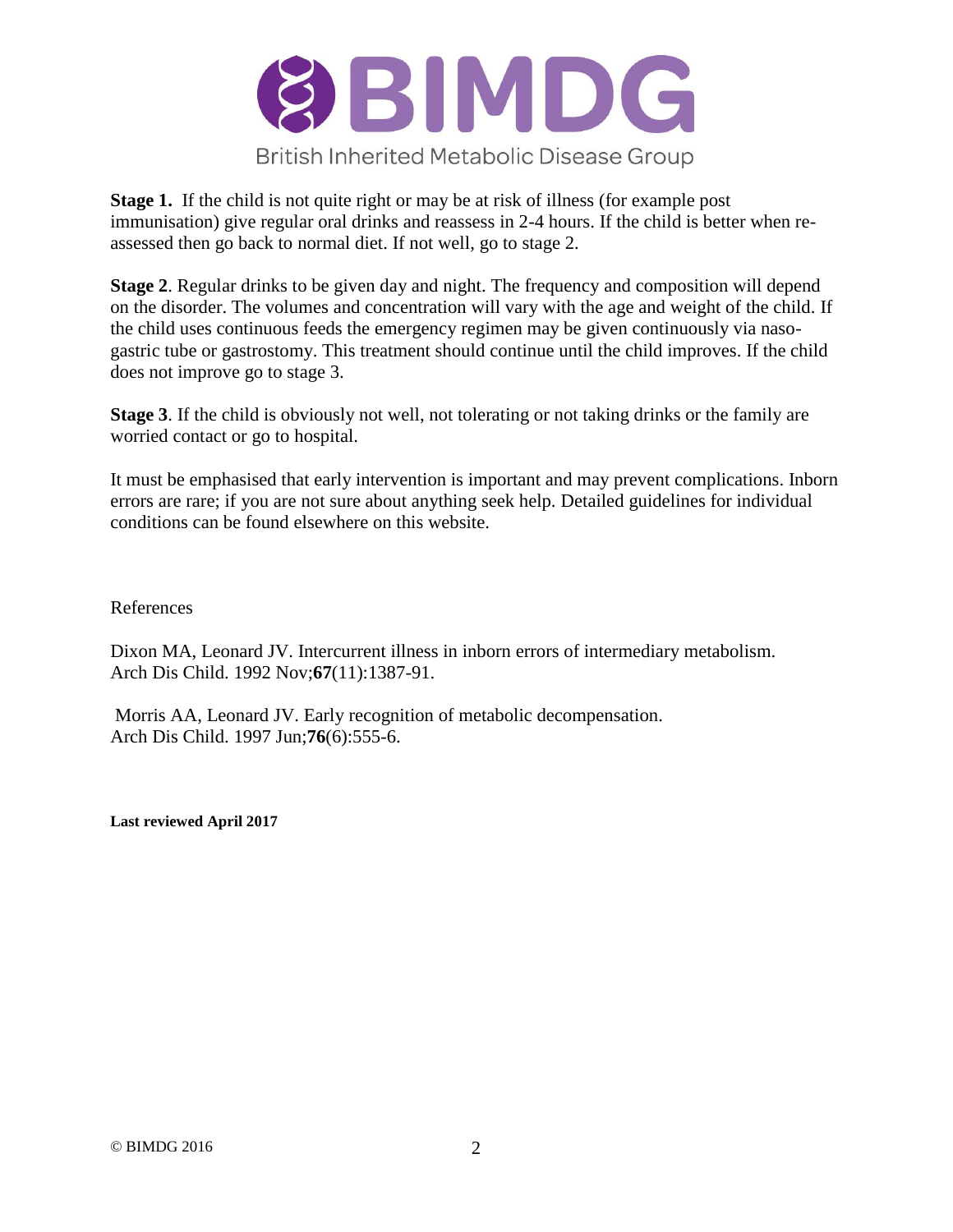**Stage 1.** If the child is not quite right or may be at risk of illness (for example post immunisation) give regular oral drinks and reassess in 2-4 hours. If the child is better when re-assessed then go back to normal diet. If not well, go to stage 2.

**Stage 2**. Regular drinks to be given day and night. The frequency and composition will depend on the disorder. The volumes and concentration will vary with the age and weight of the child. If the child uses continuous feeds the emergency regimen may be given continuously via naso-gastric tube or gastrostomy. This treatment should continue until the child improves. If the child does not improve go to stage 3.

**Stage 3**. If the child is obviously not well, not tolerating or not taking drinks or the family are worried contact or go to hospital.

It must be emphasised that early intervention is important and may prevent complications. Inborn errors are rare; if you are not sure about anything seek help. Detailed guidelines for individual conditions can be found elsewhere on this website.

References

Dixon MA, Leonard JV. Intercurrent illness in inborn errors of intermediary metabolism. Arch Dis Child. 1992 Nov;**67**(11):1387-91.

Morris AA, Leonard JV. Early recognition of metabolic decompensation. Arch Dis Child. 1997 Jun;**76**(6):555-6.

**Last reviewed April 2017**

© BIMDG 2016